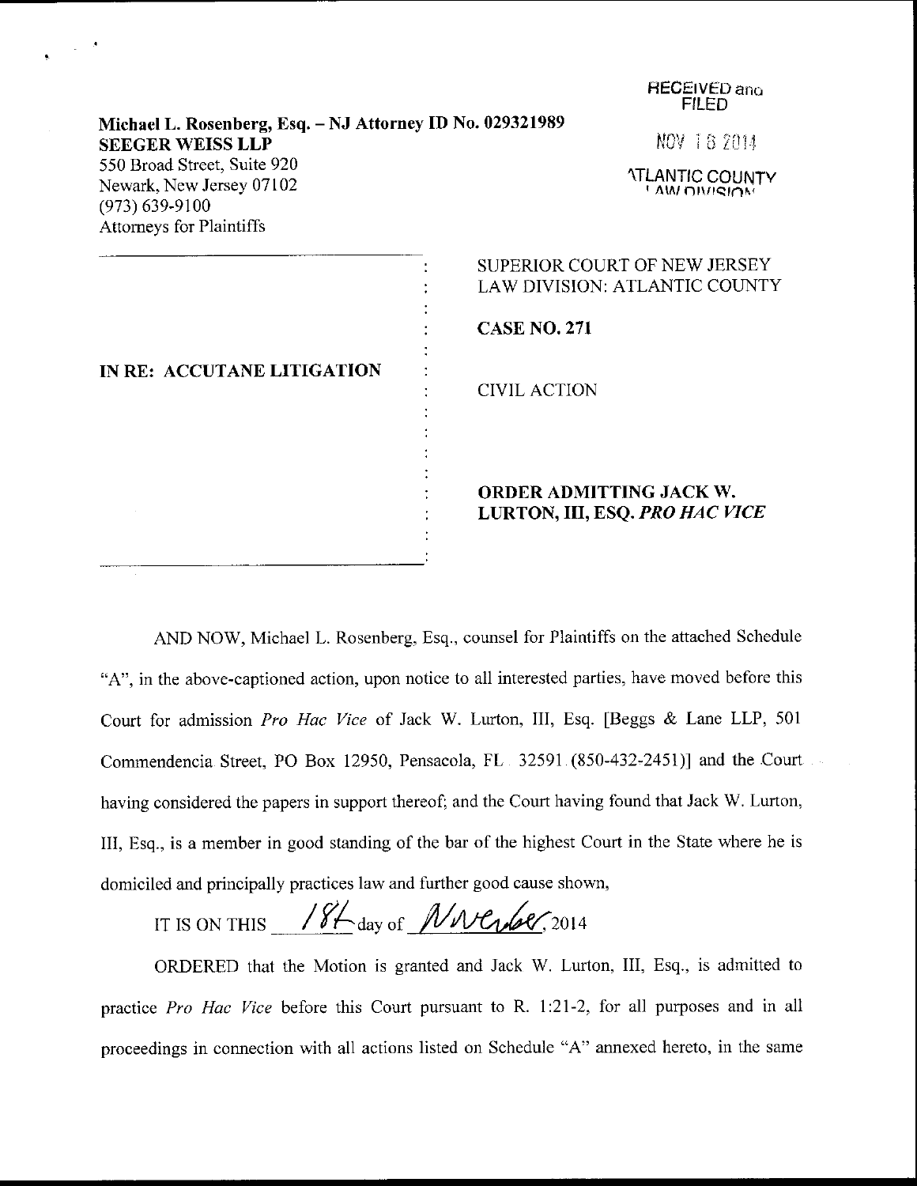**Michael L. Rosenberg, Esq. – NJ Attorney ID No. 029321989**
**SEEGER WEISS LLP**
550 Broad Street, Suite 920
Newark, New Jersey 07102
(973) 639-9100
Attorneys for Plaintiffs

RECEIVED and FILED
NOV 18 2014
ATLANTIC COUNTY LAW DIVISION

| | |
|---|---|
| **IN RE: ACCUTANE LITIGATION** | SUPERIOR COURT OF NEW JERSEY<br>LAW DIVISION: ATLANTIC COUNTY<br><br>**CASE NO. 271**<br><br>CIVIL ACTION<br><br>**ORDER ADMITTING JACK W. LURTON, III, ESQ. *PRO HAC VICE*** |

AND NOW, Michael L. Rosenberg, Esq., counsel for Plaintiffs on the attached Schedule "A", in the above-captioned action, upon notice to all interested parties, have moved before this Court for admission *Pro Hac Vice* of Jack W. Lurton, III, Esq. [Beggs & Lane LLP, 501 Commendencia Street, PO Box 12950, Pensacola, FL 32591 (850-432-2451)] and the Court having considered the papers in support thereof; and the Court having found that Jack W. Lurton, III, Esq., is a member in good standing of the bar of the highest Court in the State where he is domiciled and principally practices law and further good cause shown,

IT IS ON THIS 18th day of November, 2014

ORDERED that the Motion is granted and Jack W. Lurton, III, Esq., is admitted to practice *Pro Hac Vice* before this Court pursuant to R. 1:21-2, for all purposes and in all proceedings in connection with all actions listed on Schedule "A" annexed hereto, in the same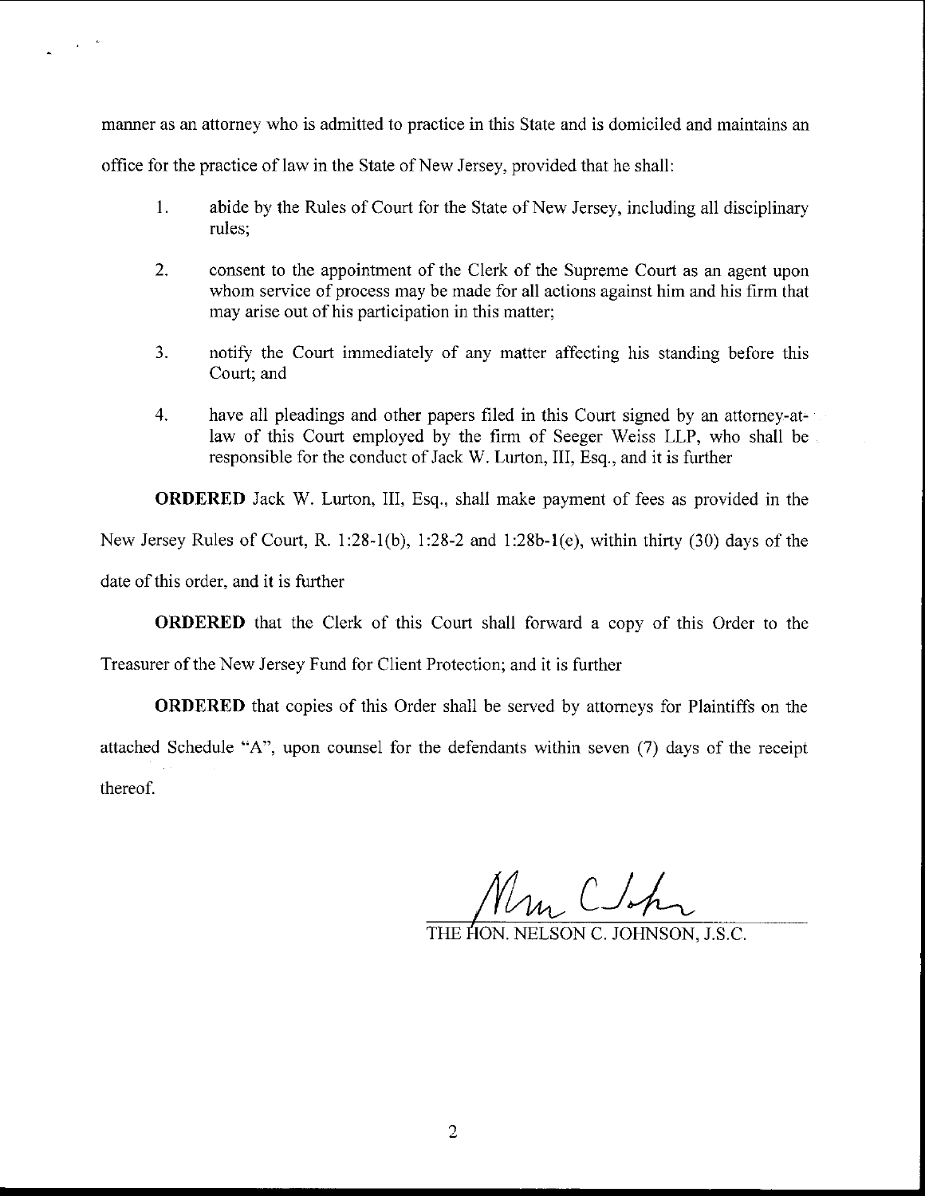manner as an attorney who is admitted to practice in this State and is domiciled and maintains an office for the practice of law in the State of New Jersey, provided that he shall:

1. abide by the Rules of Court for the State of New Jersey, including all disciplinary rules;

2. consent to the appointment of the Clerk of the Supreme Court as an agent upon whom service of process may be made for all actions against him and his firm that may arise out of his participation in this matter;

3. notify the Court immediately of any matter affecting his standing before this Court; and

4. have all pleadings and other papers filed in this Court signed by an attorney-at-law of this Court employed by the firm of Seeger Weiss LLP, who shall be responsible for the conduct of Jack W. Lurton, III, Esq., and it is further

**ORDERED** Jack W. Lurton, III, Esq., shall make payment of fees as provided in the New Jersey Rules of Court, R. 1:28-1(b), 1:28-2 and 1:28b-1(e), within thirty (30) days of the date of this order, and it is further

**ORDERED** that the Clerk of this Court shall forward a copy of this Order to the Treasurer of the New Jersey Fund for Client Protection; and it is further

**ORDERED** that copies of this Order shall be served by attorneys for Plaintiffs on the attached Schedule "A", upon counsel for the defendants within seven (7) days of the receipt thereof.

THE HON. NELSON C. JOHNSON, J.S.C.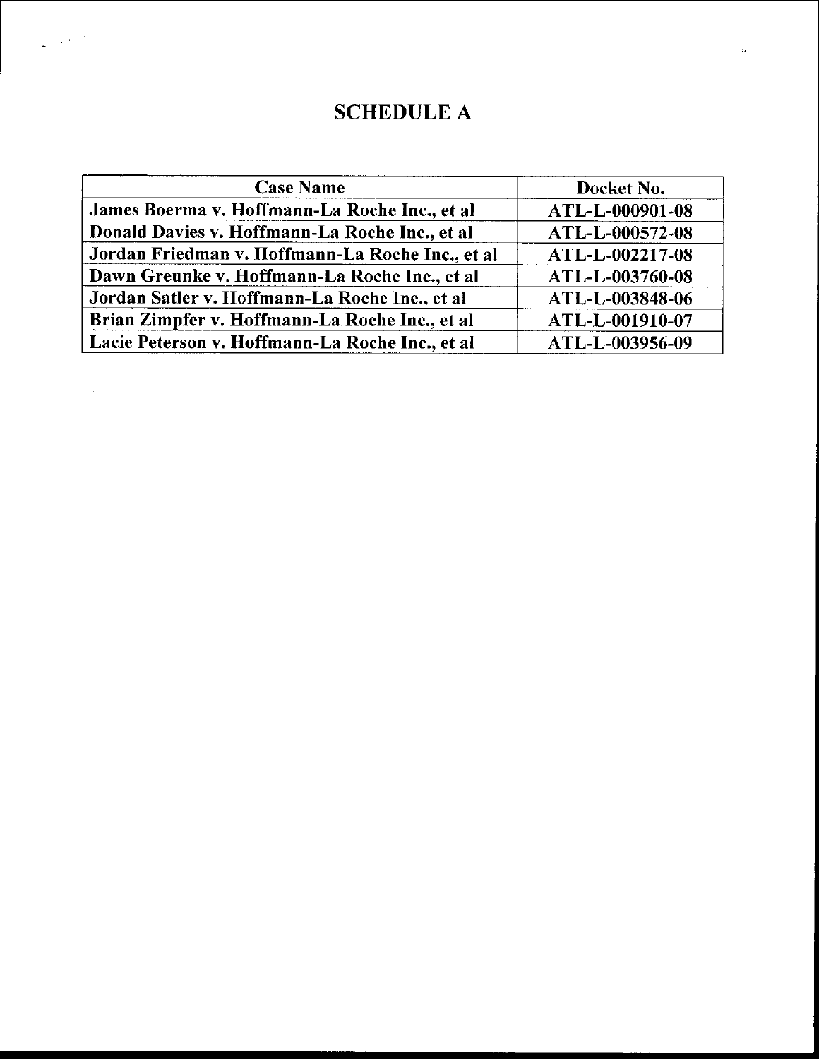# SCHEDULE A

| Case Name | Docket No. |
|---|---|
| James Boerma v. Hoffmann-La Roche Inc., et al | ATL-L-000901-08 |
| Donald Davies v. Hoffmann-La Roche Inc., et al | ATL-L-000572-08 |
| Jordan Friedman v. Hoffmann-La Roche Inc., et al | ATL-L-002217-08 |
| Dawn Greunke v. Hoffmann-La Roche Inc., et al | ATL-L-003760-08 |
| Jordan Satler v. Hoffmann-La Roche Inc., et al | ATL-L-003848-06 |
| Brian Zimpfer v. Hoffmann-La Roche Inc., et al | ATL-L-001910-07 |
| Lacie Peterson v. Hoffmann-La Roche Inc., et al | ATL-L-003956-09 |